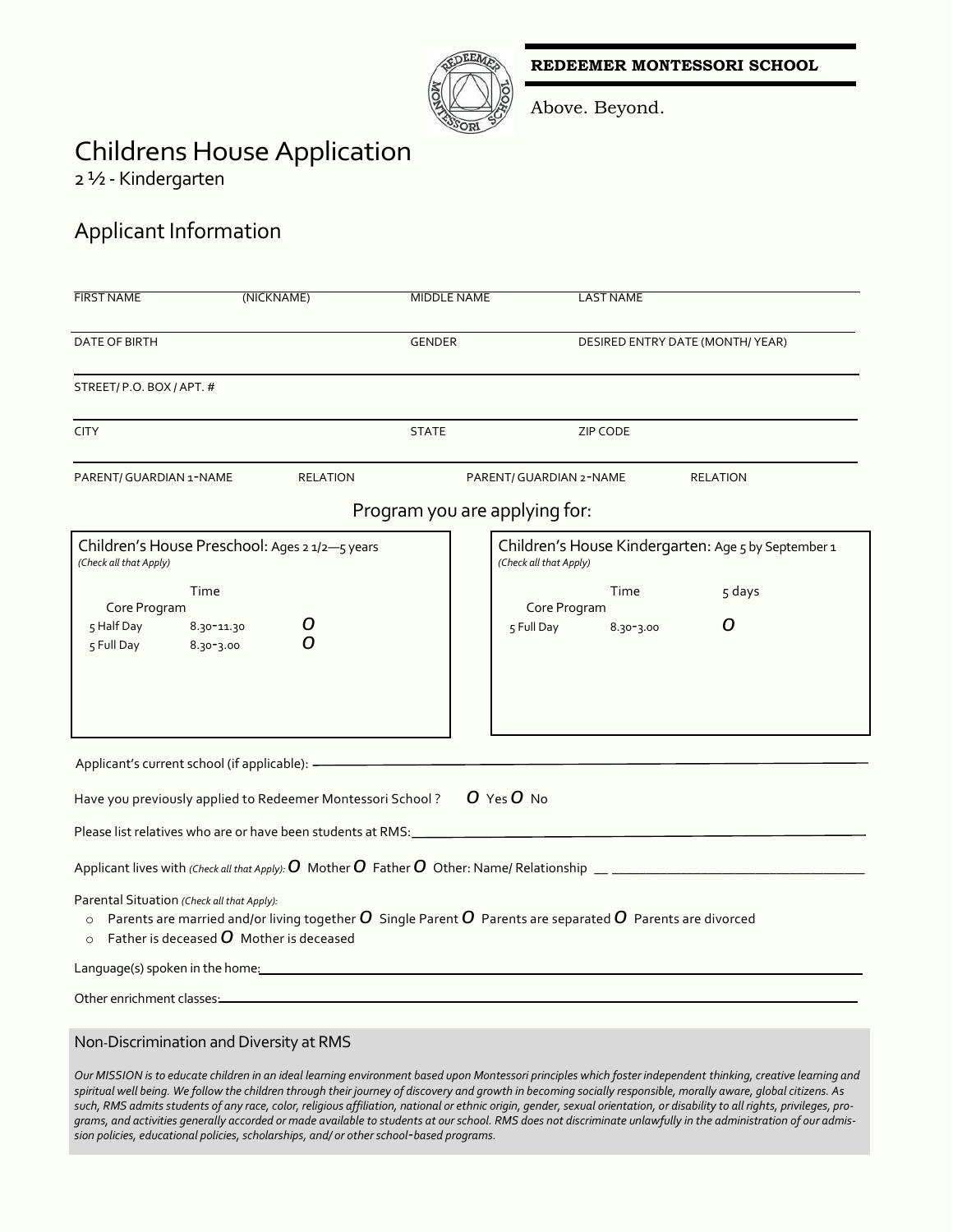**REDEEMER MONTESSORI SCHOOL**

Above. Beyond.

# Childrens House Application

2 ½ - Kindergarten

## Applicant Information

| FIRST NAME | (NICKNAME) | MIDDLE NAME | LAST NAME |
|---|---|---|---|
| DATE OF BIRTH | | GENDER | DESIRED ENTRY DATE (MONTH/ YEAR) |
| STREET/ P.O. BOX / APT. # | | | |
| CITY | | STATE | ZIP CODE |
| PARENT/ GUARDIAN 1-NAME | RELATION | PARENT/ GUARDIAN 2-NAME | RELATION |

### Program you are applying for:

**Children's House Preschool:** Ages 2 1/2—5 years
*(Check all that Apply)*

| Core Program | Time | |
|---|---|---|
| 5 Half Day | 8.30-11.30 | O |
| 5 Full Day | 8.30-3.00 | O |

**Children's House Kindergarten:** Age 5 by September 1
*(Check all that Apply)*

| Core Program | Time | 5 days |
|---|---|---|
| 5 Full Day | 8.30-3.00 | O |

Applicant's current school (if applicable): \_\_\_\_\_\_\_\_\_\_\_\_\_\_\_\_\_\_\_\_

Have you previously applied to Redeemer Montessori School ? O Yes O No

Please list relatives who are or have been students at RMS: \_\_\_\_\_\_\_\_\_\_\_\_\_\_\_\_\_\_\_\_

Applicant lives with *(Check all that Apply):* O Mother O Father O Other: Name/ Relationship \_\_\_\_\_\_\_\_\_\_\_\_\_\_\_\_\_\_\_\_

Parental Situation *(Check all that Apply):*

- Parents are married and/or living together O Single Parent O Parents are separated O Parents are divorced
- Father is deceased O Mother is deceased

Language(s) spoken in the home: \_\_\_\_\_\_\_\_\_\_\_\_\_\_\_\_\_\_\_\_

Other enrichment classes: \_\_\_\_\_\_\_\_\_\_\_\_\_\_\_\_\_\_\_\_

## Non-Discrimination and Diversity at RMS

*Our MISSION is to educate children in an ideal learning environment based upon Montessori principles which foster independent thinking, creative learning and spiritual well being. We follow the children through their journey of discovery and growth in becoming socially responsible, morally aware, global citizens. As such, RMS admits students of any race, color, religious affiliation, national or ethnic origin, gender, sexual orientation, or disability to all rights, privileges, programs, and activities generally accorded or made available to students at our school. RMS does not discriminate unlawfully in the administration of our admission policies, educational policies, scholarships, and/ or other school-based programs.*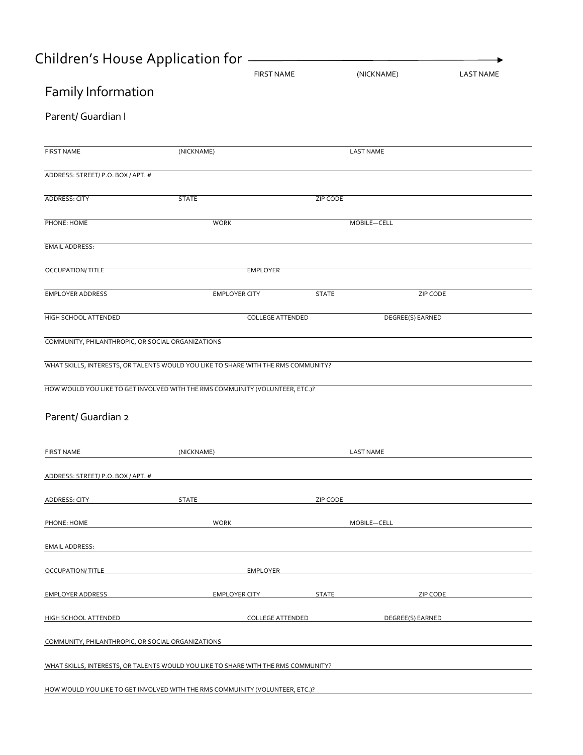# Children's House Application for

FIRST NAME (NICKNAME) LAST NAME

## Family Information

### Parent/ Guardian I

FIRST NAME (NICKNAME) LAST NAME

ADDRESS: STREET/ P.O. BOX / APT. #

ADDRESS: CITY STATE ZIP CODE

PHONE: HOME WORK MOBILE—CELL

EMAIL ADDRESS:

OCCUPATION/ TITLE EMPLOYER

EMPLOYER ADDRESS EMPLOYER CITY STATE ZIP CODE

HIGH SCHOOL ATTENDED COLLEGE ATTENDED DEGREE(S) EARNED

COMMUNITY, PHILANTHROPIC, OR SOCIAL ORGANIZATIONS

WHAT SKILLS, INTERESTS, OR TALENTS WOULD YOU LIKE TO SHARE WITH THE RMS COMMUNITY?

HOW WOULD YOU LIKE TO GET INVOLVED WITH THE RMS COMMUINITY (VOLUNTEER, ETC.)?

### Parent/ Guardian 2

FIRST NAME (NICKNAME) LAST NAME

ADDRESS: STREET/ P.O. BOX / APT. #

ADDRESS: CITY STATE ZIP CODE

PHONE: HOME WORK MOBILE—CELL

EMAIL ADDRESS:

OCCUPATION/ TITLE EMPLOYER

EMPLOYER ADDRESS EMPLOYER CITY STATE ZIP CODE

HIGH SCHOOL ATTENDED COLLEGE ATTENDED DEGREE(S) EARNED

COMMUNITY, PHILANTHROPIC, OR SOCIAL ORGANIZATIONS

WHAT SKILLS, INTERESTS, OR TALENTS WOULD YOU LIKE TO SHARE WITH THE RMS COMMUNITY?

HOW WOULD YOU LIKE TO GET INVOLVED WITH THE RMS COMMUINITY (VOLUNTEER, ETC.)?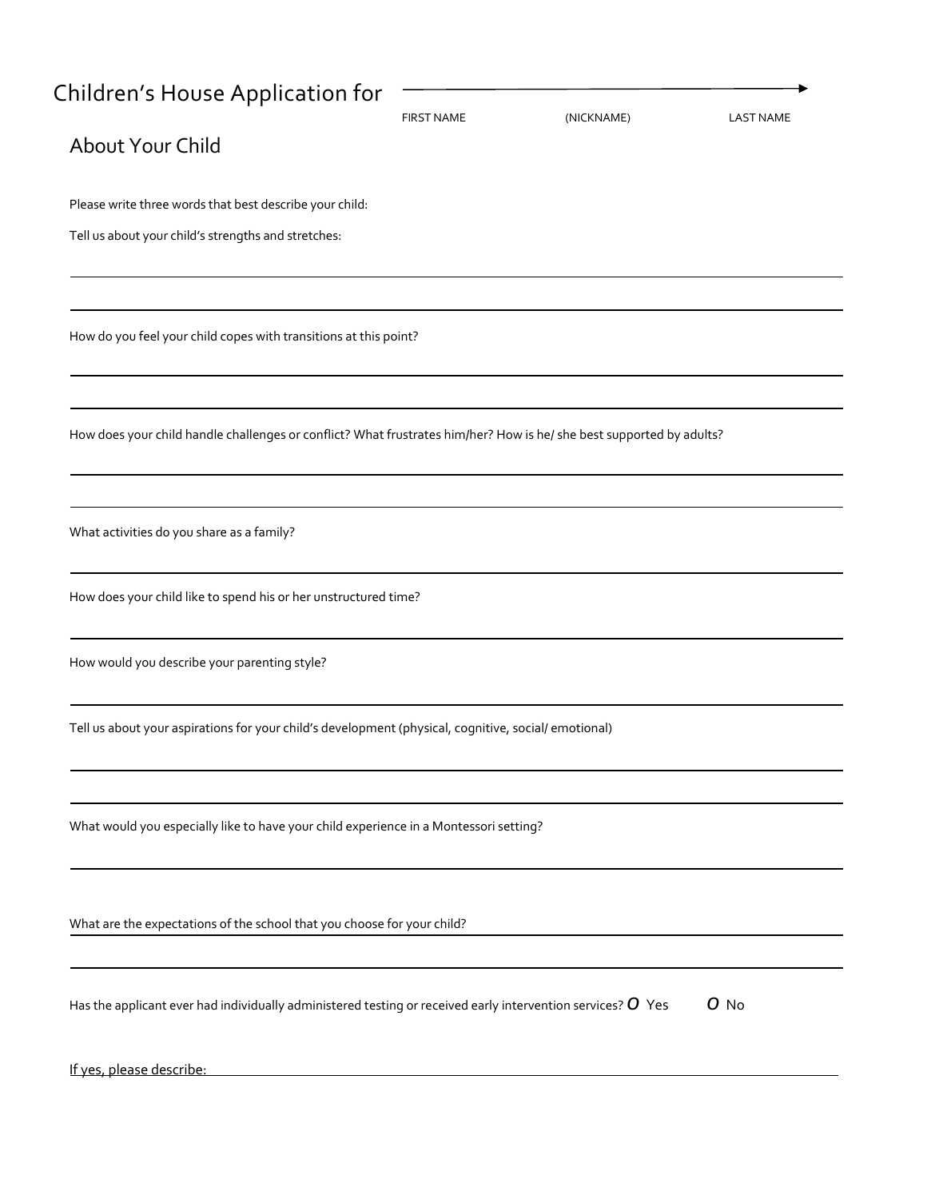# Children's House Application for

FIRST NAME (NICKNAME) LAST NAME

## About Your Child

Please write three words that best describe your child:

Tell us about your child's strengths and stretches:

How do you feel your child copes with transitions at this point?

How does your child handle challenges or conflict? What frustrates him/her? How is he/ she best supported by adults?

What activities do you share as a family?

How does your child like to spend his or her unstructured time?

How would you describe your parenting style?

Tell us about your aspirations for your child's development (physical, cognitive, social/ emotional)

What would you especially like to have your child experience in a Montessori setting?

What are the expectations of the school that you choose for your child?

Has the applicant ever had individually administered testing or received early intervention services? *O* Yes *O* No

If yes, please describe: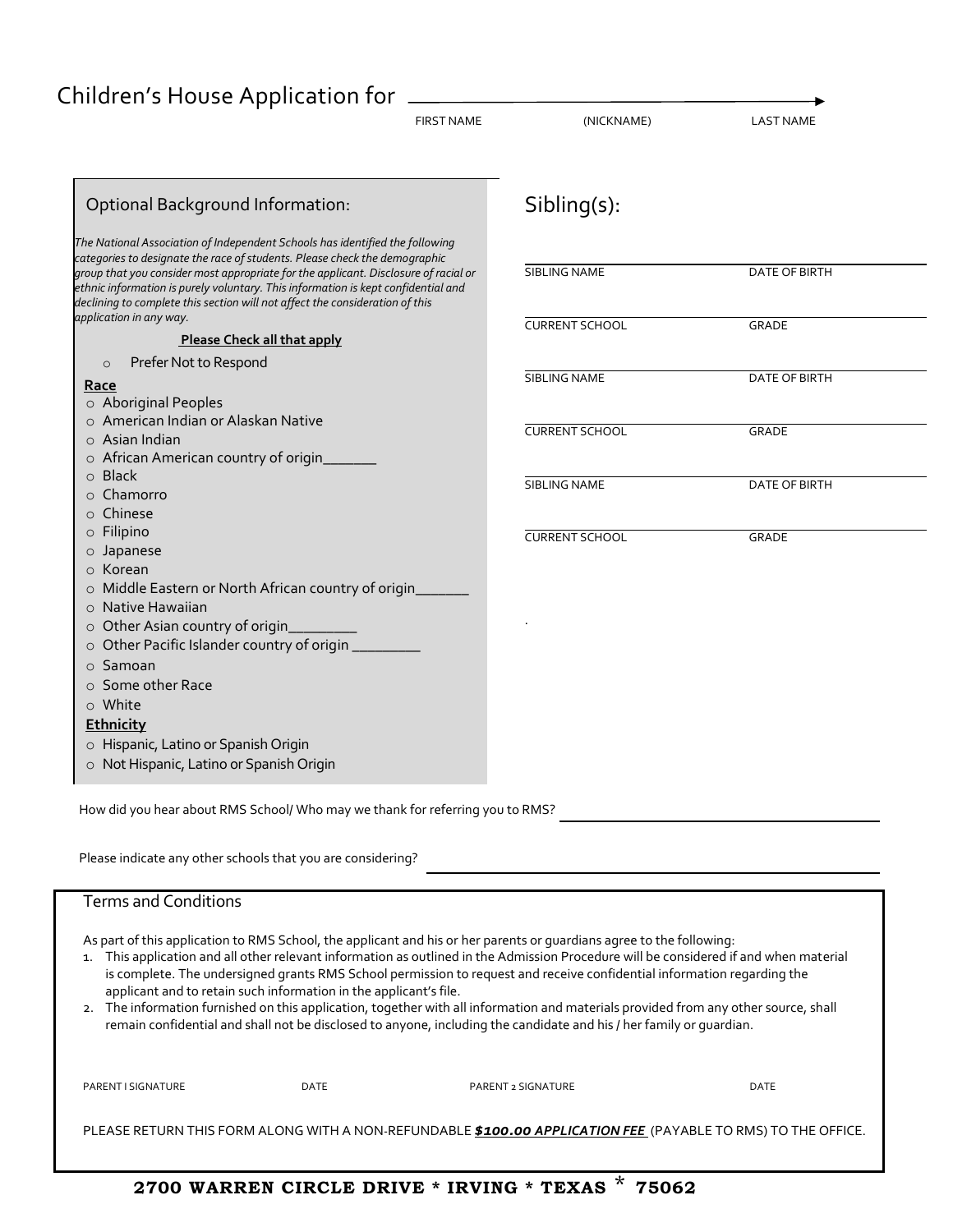# Children's House Application for

FIRST NAME (NICKNAME) LAST NAME

## Optional Background Information:

*The National Association of Independent Schools has identified the following categories to designate the race of students. Please check the demographic group that you consider most appropriate for the applicant. Disclosure of racial or ethnic information is purely voluntary. This information is kept confidential and declining to complete this section will not affect the consideration of this application in any way.*

**Please Check all that apply**

- ○ Prefer Not to Respond

**Race**

- ○ Aboriginal Peoples
- ○ American Indian or Alaskan Native
- ○ Asian Indian
- ○ African American country of origin_______
- ○ Black
- ○ Chamorro
- ○ Chinese
- ○ Filipino
- ○ Japanese
- ○ Korean
- ○ Middle Eastern or North African country of origin_______
- ○ Native Hawaiian
- ○ Other Asian country of origin_________
- ○ Other Pacific Islander country of origin _________
- ○ Samoan
- ○ Some other Race
- ○ White

**Ethnicity**

- ○ Hispanic, Latino or Spanish Origin
- ○ Not Hispanic, Latino or Spanish Origin

## Sibling(s):

SIBLING NAME DATE OF BIRTH

CURRENT SCHOOL GRADE

SIBLING NAME DATE OF BIRTH

CURRENT SCHOOL GRADE

SIBLING NAME DATE OF BIRTH

CURRENT SCHOOL GRADE

How did you hear about RMS School/ Who may we thank for referring you to RMS? ____________________

Please indicate any other schools that you are considering? ____________________

## Terms and Conditions

As part of this application to RMS School, the applicant and his or her parents or guardians agree to the following:

1. This application and all other relevant information as outlined in the Admission Procedure will be considered if and when material is complete. The undersigned grants RMS School permission to request and receive confidential information regarding the applicant and to retain such information in the applicant's file.
2. The information furnished on this application, together with all information and materials provided from any other source, shall remain confidential and shall not be disclosed to anyone, including the candidate and his / her family or guardian.

PARENT I SIGNATURE DATE PARENT 2 SIGNATURE DATE

PLEASE RETURN THIS FORM ALONG WITH A NON-REFUNDABLE ***$100.00 APPLICATION FEE*** (PAYABLE TO RMS) TO THE OFFICE.

**2700 WARREN CIRCLE DRIVE * IRVING * TEXAS * 75062**